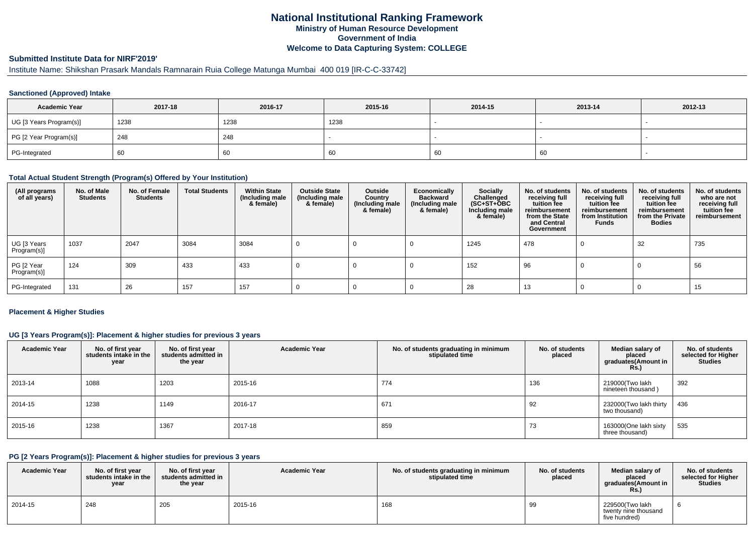# National Institutional Ranking Framework

**Ministry of Human Resource Development**

**Government of India**

**Welcome to Data Capturing System: COLLEGE**

## Submitted Institute Data for NIRF'2019'

Institute Name: Shikshan Prasark Mandals Ramnarain Ruia College Matunga Mumbai 400 019 [IR-C-C-33742]

### Sanctioned (Approved) Intake

| Academic Year | 2017-18 | 2016-17 | 2015-16 | 2014-15 | 2013-14 | 2012-13 |
|---|---|---|---|---|---|---|
| UG [3 Years Program(s)] | 1238 | 1238 | 1238 | - | - | - |
| PG [2 Year Program(s)] | 248 | 248 | - | - | - | - |
| PG-Integrated | 60 | 60 | 60 | 60 | 60 | - |

### Total Actual Student Strength (Program(s) Offered by Your Institution)

| (All programs of all years) | No. of Male Students | No. of Female Students | Total Students | Within State (Including male & female) | Outside State (Including male & female) | Outside Country (Including male & female) | Economically Backward (Including male & female) | Socially Challenged (SC+ST+OBC Including male & female) | No. of students receiving full tuition fee reimbursement from the State and Central Government | No. of students receiving full tuition fee reimbursement from Institution Funds | No. of students receiving full tuition fee reimbursement from the Private Bodies | No. of students who are not receiving full tuition fee reimbursement |
|---|---|---|---|---|---|---|---|---|---|---|---|---|
| UG [3 Years Program(s)] | 1037 | 2047 | 3084 | 3084 | 0 | 0 | 0 | 1245 | 478 | 0 | 32 | 735 |
| PG [2 Year Program(s)] | 124 | 309 | 433 | 433 | 0 | 0 | 0 | 152 | 96 | 0 | 0 | 56 |
| PG-Integrated | 131 | 26 | 157 | 157 | 0 | 0 | 0 | 28 | 13 | 0 | 0 | 15 |

### Placement & Higher Studies

#### UG [3 Years Program(s)]: Placement & higher studies for previous 3 years

| Academic Year | No. of first year students intake in the year | No. of first year students admitted in the year | Academic Year | No. of students graduating in minimum stipulated time | No. of students placed | Median salary of placed graduates(Amount in Rs.) | No. of students selected for Higher Studies |
|---|---|---|---|---|---|---|---|
| 2013-14 | 1088 | 1203 | 2015-16 | 774 | 136 | 219000(Two lakh nineteen thousand ) | 392 |
| 2014-15 | 1238 | 1149 | 2016-17 | 671 | 92 | 232000(Two lakh thirty two thousand) | 436 |
| 2015-16 | 1238 | 1367 | 2017-18 | 859 | 73 | 163000(One lakh sixty three thousand) | 535 |

#### PG [2 Years Program(s)]: Placement & higher studies for previous 3 years

| Academic Year | No. of first year students intake in the year | No. of first year students admitted in the year | Academic Year | No. of students graduating in minimum stipulated time | No. of students placed | Median salary of placed graduates(Amount in Rs.) | No. of students selected for Higher Studies |
|---|---|---|---|---|---|---|---|
| 2014-15 | 248 | 205 | 2015-16 | 168 | 99 | 229500(Two lakh twenty nine thousand five hundred) | 6 |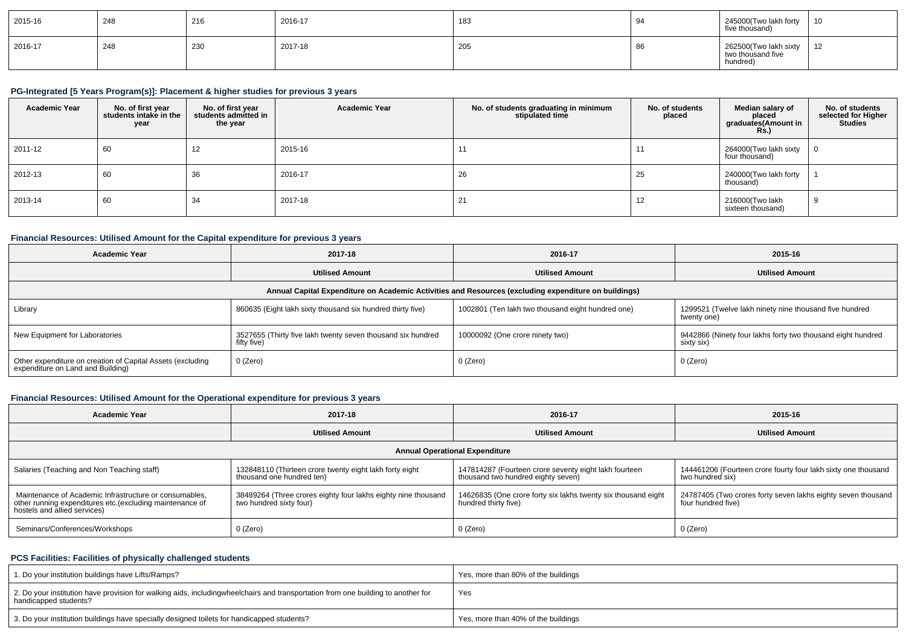| 2015-16 | 248 | 216 | 2016-17 | 183 | 94 | 245000(Two lakh forty five thousand) | 10 |
|---|---|---|---|---|---|---|---|
| 2016-17 | 248 | 230 | 2017-18 | 205 | 86 | 262500(Two lakh sixty two thousand five hundred) | 12 |

### PG-Integrated [5 Years Program(s)]: Placement & higher studies for previous 3 years

| Academic Year | No. of first year students intake in the year | No. of first year students admitted in the year | Academic Year | No. of students graduating in minimum stipulated time | No. of students placed | Median salary of placed graduates(Amount in Rs.) | No. of students selected for Higher Studies |
|---|---|---|---|---|---|---|---|
| 2011-12 | 60 | 12 | 2015-16 | 11 | 11 | 264000(Two lakh sixty four thousand) | 0 |
| 2012-13 | 60 | 36 | 2016-17 | 26 | 25 | 240000(Two lakh forty thousand) | 1 |
| 2013-14 | 60 | 34 | 2017-18 | 21 | 12 | 216000(Two lakh sixteen thousand) | 9 |

### Financial Resources: Utilised Amount for the Capital expenditure for previous 3 years

| Academic Year | 2017-18 | 2016-17 | 2015-16 |
|---|---|---|---|
| | Utilised Amount | Utilised Amount | Utilised Amount |
| Annual Capital Expenditure on Academic Activities and Resources (excluding expenditure on buildings) | | | |
| Library | 860635 (Eight lakh sixty thousand six hundred thirty five) | 1002801 (Ten lakh two thousand eight hundred one) | 1299521 (Twelve lakh ninety nine thousand five hundred twenty one) |
| New Equipment for Laboratories | 3527655 (Thirty five lakh twenty seven thousand six hundred fifty five) | 10000092 (One crore ninety two) | 9442866 (Ninety four lakhs forty two thousand eight hundred sixty six) |
| Other expenditure on creation of Capital Assets (excluding expenditure on Land and Building) | 0 (Zero) | 0 (Zero) | 0 (Zero) |

### Financial Resources: Utilised Amount for the Operational expenditure for previous 3 years

| Academic Year | 2017-18 | 2016-17 | 2015-16 |
|---|---|---|---|
| | Utilised Amount | Utilised Amount | Utilised Amount |
| Annual Operational Expenditure | | | |
| Salaries (Teaching and Non Teaching staff) | 132848110 (Thirteen crore twenty eight lakh forty eight thousand one hundred ten) | 147814287 (Fourteen crore seventy eight lakh fourteen thousand two hundred eighty seven) | 144461206 (Fourteen crore fourty four lakh sixty one thousand two hundred six) |
| Maintenance of Academic Infrastructure or consumables, other running expenditures etc.(excluding maintenance of hostels and allied services) | 38489264 (Three crores eighty four lakhs eighty nine thousand two hundred sixty four) | 14626835 (One crore forty six lakhs twenty six thousand eight hundred thirty five) | 24787405 (Two crores forty seven lakhs eighty seven thousand four hundred five) |
| Seminars/Conferences/Workshops | 0 (Zero) | 0 (Zero) | 0 (Zero) |

### PCS Facilities: Facilities of physically challenged students

| | |
|---|---|
| 1. Do your institution buildings have Lifts/Ramps? | Yes, more than 80% of the buildings |
| 2. Do your institution have provision for walking aids, includingwheelchairs and transportation from one building to another for handicapped students? | Yes |
| 3. Do your institution buildings have specially designed toilets for handicapped students? | Yes, more than 40% of the buildings |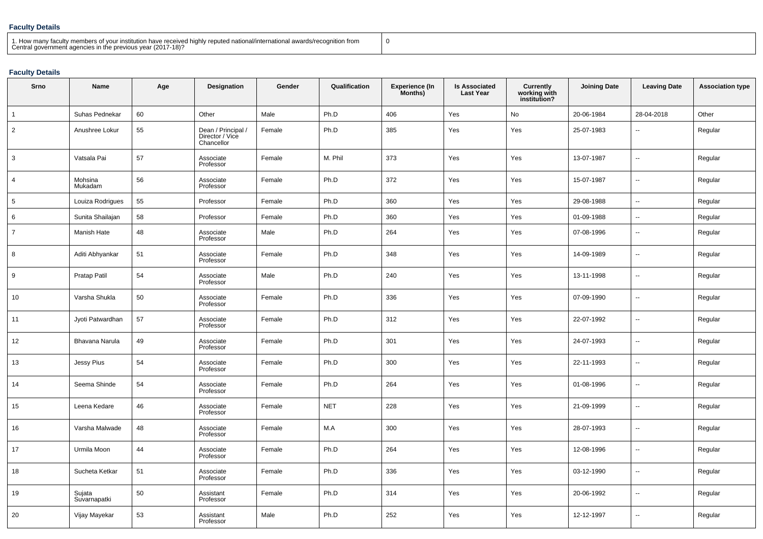### Faculty Details

| 1. How many faculty members of your institution have received highly reputed national/international awards/recognition from Central government agencies in the previous year (2017-18)? | 0 |
|---|---|

### Faculty Details

| Srno | Name | Age | Designation | Gender | Qualification | Experience (In Months) | Is Associated Last Year | Currently working with institution? | Joining Date | Leaving Date | Association type |
|---|---|---|---|---|---|---|---|---|---|---|---|
| 1 | Suhas Pednekar | 60 | Other | Male | Ph.D | 406 | Yes | No | 20-06-1984 | 28-04-2018 | Other |
| 2 | Anushree Lokur | 55 | Dean / Principal / Director / Vice Chancellor | Female | Ph.D | 385 | Yes | Yes | 25-07-1983 | -- | Regular |
| 3 | Vatsala Pai | 57 | Associate Professor | Female | M. Phil | 373 | Yes | Yes | 13-07-1987 | -- | Regular |
| 4 | Mohsina Mukadam | 56 | Associate Professor | Female | Ph.D | 372 | Yes | Yes | 15-07-1987 | -- | Regular |
| 5 | Louiza Rodrigues | 55 | Professor | Female | Ph.D | 360 | Yes | Yes | 29-08-1988 | -- | Regular |
| 6 | Sunita Shailajan | 58 | Professor | Female | Ph.D | 360 | Yes | Yes | 01-09-1988 | -- | Regular |
| 7 | Manish Hate | 48 | Associate Professor | Male | Ph.D | 264 | Yes | Yes | 07-08-1996 | -- | Regular |
| 8 | Aditi Abhyankar | 51 | Associate Professor | Female | Ph.D | 348 | Yes | Yes | 14-09-1989 | -- | Regular |
| 9 | Pratap Patil | 54 | Associate Professor | Male | Ph.D | 240 | Yes | Yes | 13-11-1998 | -- | Regular |
| 10 | Varsha Shukla | 50 | Associate Professor | Female | Ph.D | 336 | Yes | Yes | 07-09-1990 | -- | Regular |
| 11 | Jyoti Patwardhan | 57 | Associate Professor | Female | Ph.D | 312 | Yes | Yes | 22-07-1992 | -- | Regular |
| 12 | Bhavana Narula | 49 | Associate Professor | Female | Ph.D | 301 | Yes | Yes | 24-07-1993 | -- | Regular |
| 13 | Jessy Pius | 54 | Associate Professor | Female | Ph.D | 300 | Yes | Yes | 22-11-1993 | -- | Regular |
| 14 | Seema Shinde | 54 | Associate Professor | Female | Ph.D | 264 | Yes | Yes | 01-08-1996 | -- | Regular |
| 15 | Leena Kedare | 46 | Associate Professor | Female | NET | 228 | Yes | Yes | 21-09-1999 | -- | Regular |
| 16 | Varsha Malwade | 48 | Associate Professor | Female | M.A | 300 | Yes | Yes | 28-07-1993 | -- | Regular |
| 17 | Urmila Moon | 44 | Associate Professor | Female | Ph.D | 264 | Yes | Yes | 12-08-1996 | -- | Regular |
| 18 | Sucheta Ketkar | 51 | Associate Professor | Female | Ph.D | 336 | Yes | Yes | 03-12-1990 | -- | Regular |
| 19 | Sujata Suvarnapatki | 50 | Assistant Professor | Female | Ph.D | 314 | Yes | Yes | 20-06-1992 | -- | Regular |
| 20 | Vijay Mayekar | 53 | Assistant Professor | Male | Ph.D | 252 | Yes | Yes | 12-12-1997 | -- | Regular |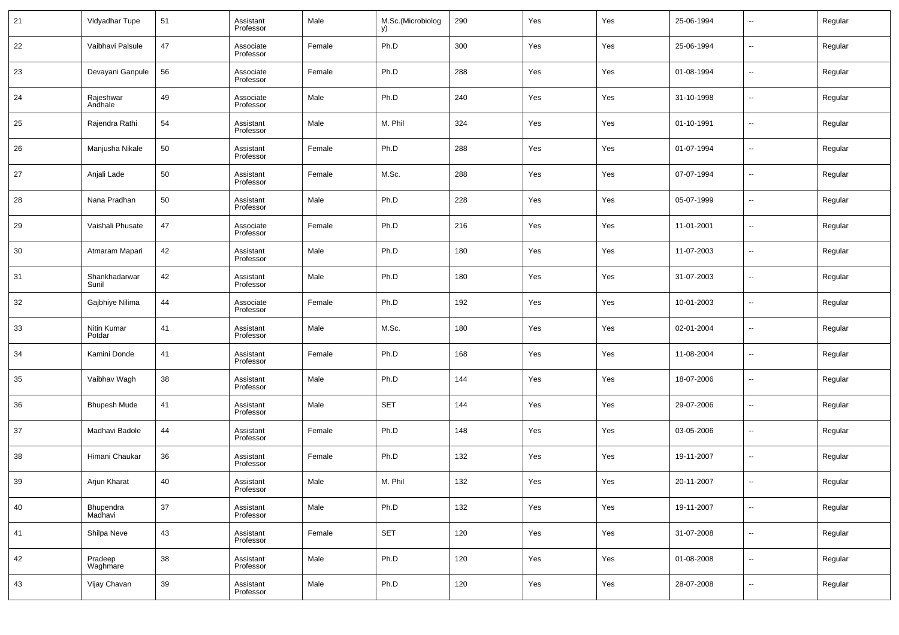| | | | | | | | | | | | |
|---|---|---|---|---|---|---|---|---|---|---|---|
| 21 | Vidyadhar Tupe | 51 | Assistant Professor | Male | M.Sc.(Microbiology) | 290 | Yes | Yes | 25-06-1994 | -- | Regular |
| 22 | Vaibhavi Palsule | 47 | Associate Professor | Female | Ph.D | 300 | Yes | Yes | 25-06-1994 | -- | Regular |
| 23 | Devayani Ganpule | 56 | Associate Professor | Female | Ph.D | 288 | Yes | Yes | 01-08-1994 | -- | Regular |
| 24 | Rajeshwar Andhale | 49 | Associate Professor | Male | Ph.D | 240 | Yes | Yes | 31-10-1998 | -- | Regular |
| 25 | Rajendra Rathi | 54 | Assistant Professor | Male | M. Phil | 324 | Yes | Yes | 01-10-1991 | -- | Regular |
| 26 | Manjusha Nikale | 50 | Assistant Professor | Female | Ph.D | 288 | Yes | Yes | 01-07-1994 | -- | Regular |
| 27 | Anjali Lade | 50 | Assistant Professor | Female | M.Sc. | 288 | Yes | Yes | 07-07-1994 | -- | Regular |
| 28 | Nana Pradhan | 50 | Assistant Professor | Male | Ph.D | 228 | Yes | Yes | 05-07-1999 | -- | Regular |
| 29 | Vaishali Phusate | 47 | Associate Professor | Female | Ph.D | 216 | Yes | Yes | 11-01-2001 | -- | Regular |
| 30 | Atmaram Mapari | 42 | Assistant Professor | Male | Ph.D | 180 | Yes | Yes | 11-07-2003 | -- | Regular |
| 31 | Shankhadarwar Sunil | 42 | Assistant Professor | Male | Ph.D | 180 | Yes | Yes | 31-07-2003 | -- | Regular |
| 32 | Gajbhiye Nilima | 44 | Associate Professor | Female | Ph.D | 192 | Yes | Yes | 10-01-2003 | -- | Regular |
| 33 | Nitin Kumar Potdar | 41 | Assistant Professor | Male | M.Sc. | 180 | Yes | Yes | 02-01-2004 | -- | Regular |
| 34 | Kamini Donde | 41 | Assistant Professor | Female | Ph.D | 168 | Yes | Yes | 11-08-2004 | -- | Regular |
| 35 | Vaibhav Wagh | 38 | Assistant Professor | Male | Ph.D | 144 | Yes | Yes | 18-07-2006 | -- | Regular |
| 36 | Bhupesh Mude | 41 | Assistant Professor | Male | SET | 144 | Yes | Yes | 29-07-2006 | -- | Regular |
| 37 | Madhavi Badole | 44 | Assistant Professor | Female | Ph.D | 148 | Yes | Yes | 03-05-2006 | -- | Regular |
| 38 | Himani Chaukar | 36 | Assistant Professor | Female | Ph.D | 132 | Yes | Yes | 19-11-2007 | -- | Regular |
| 39 | Arjun Kharat | 40 | Assistant Professor | Male | M. Phil | 132 | Yes | Yes | 20-11-2007 | -- | Regular |
| 40 | Bhupendra Madhavi | 37 | Assistant Professor | Male | Ph.D | 132 | Yes | Yes | 19-11-2007 | -- | Regular |
| 41 | Shilpa Neve | 43 | Assistant Professor | Female | SET | 120 | Yes | Yes | 31-07-2008 | -- | Regular |
| 42 | Pradeep Waghmare | 38 | Assistant Professor | Male | Ph.D | 120 | Yes | Yes | 01-08-2008 | -- | Regular |
| 43 | Vijay Chavan | 39 | Assistant Professor | Male | Ph.D | 120 | Yes | Yes | 28-07-2008 | -- | Regular |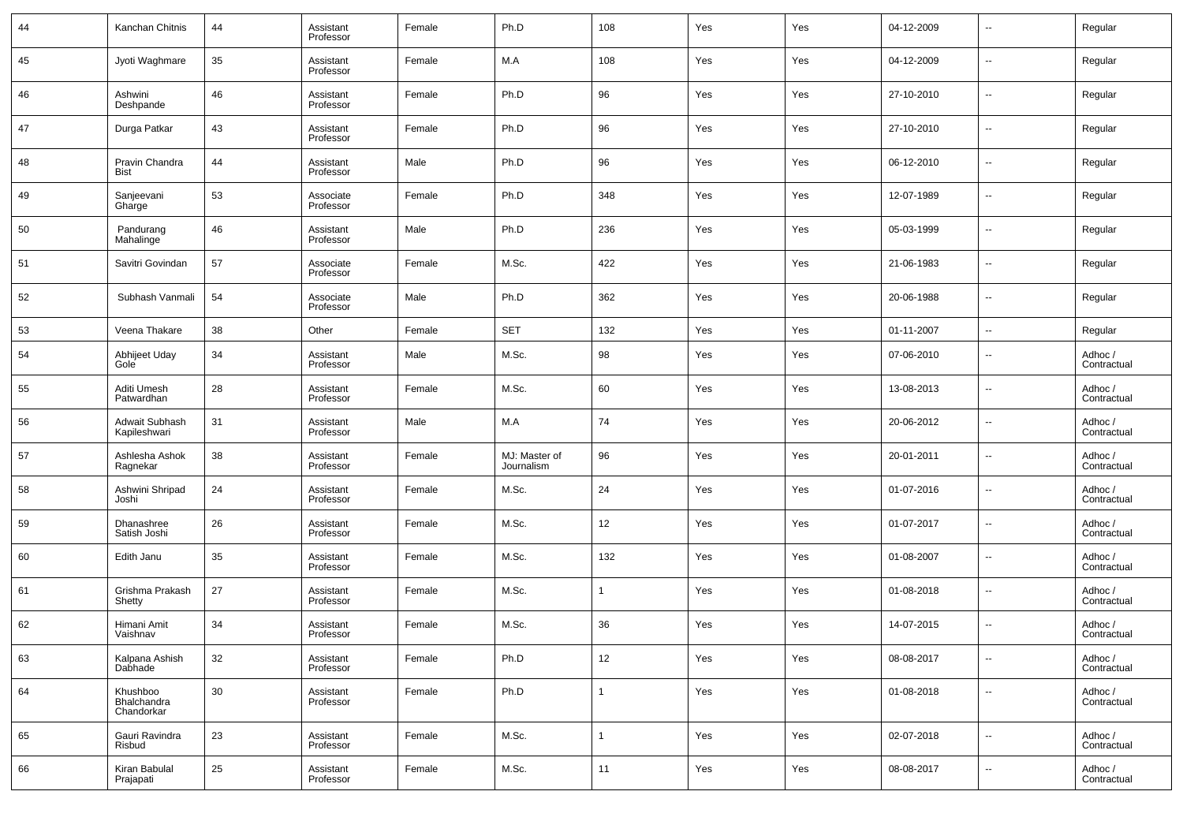| 44 | Kanchan Chitnis | 44 | Assistant Professor | Female | Ph.D | 108 | Yes | Yes | 04-12-2009 | -- | Regular |
|---|---|---|---|---|---|---|---|---|---|---|---|
| 45 | Jyoti Waghmare | 35 | Assistant Professor | Female | M.A | 108 | Yes | Yes | 04-12-2009 | -- | Regular |
| 46 | Ashwini Deshpande | 46 | Assistant Professor | Female | Ph.D | 96 | Yes | Yes | 27-10-2010 | -- | Regular |
| 47 | Durga Patkar | 43 | Assistant Professor | Female | Ph.D | 96 | Yes | Yes | 27-10-2010 | -- | Regular |
| 48 | Pravin Chandra Bist | 44 | Assistant Professor | Male | Ph.D | 96 | Yes | Yes | 06-12-2010 | -- | Regular |
| 49 | Sanjeevani Gharge | 53 | Associate Professor | Female | Ph.D | 348 | Yes | Yes | 12-07-1989 | -- | Regular |
| 50 | Pandurang Mahalinge | 46 | Assistant Professor | Male | Ph.D | 236 | Yes | Yes | 05-03-1999 | -- | Regular |
| 51 | Savitri Govindan | 57 | Associate Professor | Female | M.Sc. | 422 | Yes | Yes | 21-06-1983 | -- | Regular |
| 52 | Subhash Vanmali | 54 | Associate Professor | Male | Ph.D | 362 | Yes | Yes | 20-06-1988 | -- | Regular |
| 53 | Veena Thakare | 38 | Other | Female | SET | 132 | Yes | Yes | 01-11-2007 | -- | Regular |
| 54 | Abhijeet Uday Gole | 34 | Assistant Professor | Male | M.Sc. | 98 | Yes | Yes | 07-06-2010 | -- | Adhoc / Contractual |
| 55 | Aditi Umesh Patwardhan | 28 | Assistant Professor | Female | M.Sc. | 60 | Yes | Yes | 13-08-2013 | -- | Adhoc / Contractual |
| 56 | Adwait Subhash Kapileshwari | 31 | Assistant Professor | Male | M.A | 74 | Yes | Yes | 20-06-2012 | -- | Adhoc / Contractual |
| 57 | Ashlesha Ashok Ragnekar | 38 | Assistant Professor | Female | MJ: Master of Journalism | 96 | Yes | Yes | 20-01-2011 | -- | Adhoc / Contractual |
| 58 | Ashwini Shripad Joshi | 24 | Assistant Professor | Female | M.Sc. | 24 | Yes | Yes | 01-07-2016 | -- | Adhoc / Contractual |
| 59 | Dhanashree Satish Joshi | 26 | Assistant Professor | Female | M.Sc. | 12 | Yes | Yes | 01-07-2017 | -- | Adhoc / Contractual |
| 60 | Edith Janu | 35 | Assistant Professor | Female | M.Sc. | 132 | Yes | Yes | 01-08-2007 | -- | Adhoc / Contractual |
| 61 | Grishma Prakash Shetty | 27 | Assistant Professor | Female | M.Sc. | 1 | Yes | Yes | 01-08-2018 | -- | Adhoc / Contractual |
| 62 | Himani Amit Vaishnav | 34 | Assistant Professor | Female | M.Sc. | 36 | Yes | Yes | 14-07-2015 | -- | Adhoc / Contractual |
| 63 | Kalpana Ashish Dabhade | 32 | Assistant Professor | Female | Ph.D | 12 | Yes | Yes | 08-08-2017 | -- | Adhoc / Contractual |
| 64 | Khushboo Bhalchandra Chandorkar | 30 | Assistant Professor | Female | Ph.D | 1 | Yes | Yes | 01-08-2018 | -- | Adhoc / Contractual |
| 65 | Gauri Ravindra Risbud | 23 | Assistant Professor | Female | M.Sc. | 1 | Yes | Yes | 02-07-2018 | -- | Adhoc / Contractual |
| 66 | Kiran Babulal Prajapati | 25 | Assistant Professor | Female | M.Sc. | 11 | Yes | Yes | 08-08-2017 | -- | Adhoc / Contractual |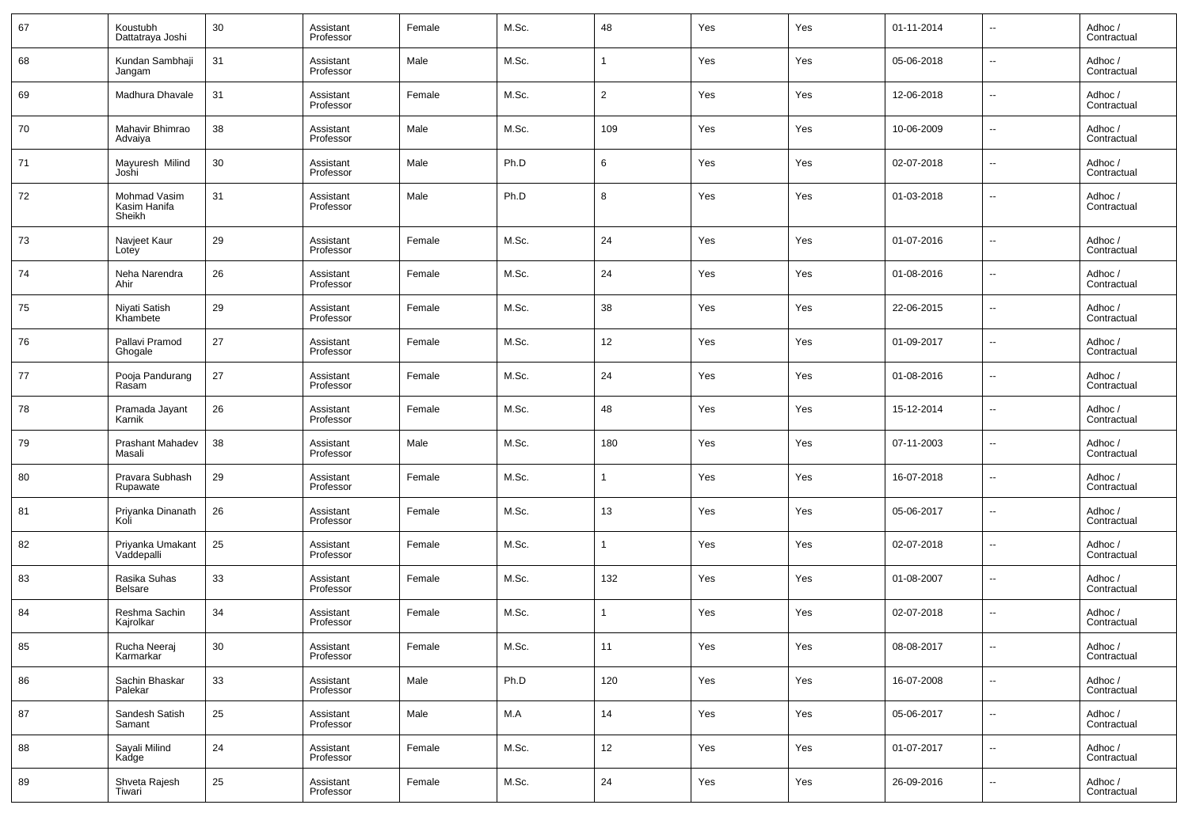| 67 | Koustubh Dattatraya Joshi | 30 | Assistant Professor | Female | M.Sc. | 48 | Yes | Yes | 01-11-2014 | -- | Adhoc / Contractual |
|---|---|---|---|---|---|---|---|---|---|---|---|
| 68 | Kundan Sambhaji Jangam | 31 | Assistant Professor | Male | M.Sc. | 1 | Yes | Yes | 05-06-2018 | -- | Adhoc / Contractual |
| 69 | Madhura Dhavale | 31 | Assistant Professor | Female | M.Sc. | 2 | Yes | Yes | 12-06-2018 | -- | Adhoc / Contractual |
| 70 | Mahavir Bhimrao Advaiya | 38 | Assistant Professor | Male | M.Sc. | 109 | Yes | Yes | 10-06-2009 | -- | Adhoc / Contractual |
| 71 | Mayuresh Milind Joshi | 30 | Assistant Professor | Male | Ph.D | 6 | Yes | Yes | 02-07-2018 | -- | Adhoc / Contractual |
| 72 | Mohmad Vasim Kasim Hanifa Sheikh | 31 | Assistant Professor | Male | Ph.D | 8 | Yes | Yes | 01-03-2018 | -- | Adhoc / Contractual |
| 73 | Navjeet Kaur Lotey | 29 | Assistant Professor | Female | M.Sc. | 24 | Yes | Yes | 01-07-2016 | -- | Adhoc / Contractual |
| 74 | Neha Narendra Ahir | 26 | Assistant Professor | Female | M.Sc. | 24 | Yes | Yes | 01-08-2016 | -- | Adhoc / Contractual |
| 75 | Niyati Satish Khambete | 29 | Assistant Professor | Female | M.Sc. | 38 | Yes | Yes | 22-06-2015 | -- | Adhoc / Contractual |
| 76 | Pallavi Pramod Ghogale | 27 | Assistant Professor | Female | M.Sc. | 12 | Yes | Yes | 01-09-2017 | -- | Adhoc / Contractual |
| 77 | Pooja Pandurang Rasam | 27 | Assistant Professor | Female | M.Sc. | 24 | Yes | Yes | 01-08-2016 | -- | Adhoc / Contractual |
| 78 | Pramada Jayant Karnik | 26 | Assistant Professor | Female | M.Sc. | 48 | Yes | Yes | 15-12-2014 | -- | Adhoc / Contractual |
| 79 | Prashant Mahadev Masali | 38 | Assistant Professor | Male | M.Sc. | 180 | Yes | Yes | 07-11-2003 | -- | Adhoc / Contractual |
| 80 | Pravara Subhash Rupawate | 29 | Assistant Professor | Female | M.Sc. | 1 | Yes | Yes | 16-07-2018 | -- | Adhoc / Contractual |
| 81 | Priyanka Dinanath Koli | 26 | Assistant Professor | Female | M.Sc. | 13 | Yes | Yes | 05-06-2017 | -- | Adhoc / Contractual |
| 82 | Priyanka Umakant Vaddepalli | 25 | Assistant Professor | Female | M.Sc. | 1 | Yes | Yes | 02-07-2018 | -- | Adhoc / Contractual |
| 83 | Rasika Suhas Belsare | 33 | Assistant Professor | Female | M.Sc. | 132 | Yes | Yes | 01-08-2007 | -- | Adhoc / Contractual |
| 84 | Reshma Sachin Kajrolkar | 34 | Assistant Professor | Female | M.Sc. | 1 | Yes | Yes | 02-07-2018 | -- | Adhoc / Contractual |
| 85 | Rucha Neeraj Karmarkar | 30 | Assistant Professor | Female | M.Sc. | 11 | Yes | Yes | 08-08-2017 | -- | Adhoc / Contractual |
| 86 | Sachin Bhaskar Palekar | 33 | Assistant Professor | Male | Ph.D | 120 | Yes | Yes | 16-07-2008 | -- | Adhoc / Contractual |
| 87 | Sandesh Satish Samant | 25 | Assistant Professor | Male | M.A | 14 | Yes | Yes | 05-06-2017 | -- | Adhoc / Contractual |
| 88 | Sayali Milind Kadge | 24 | Assistant Professor | Female | M.Sc. | 12 | Yes | Yes | 01-07-2017 | -- | Adhoc / Contractual |
| 89 | Shveta Rajesh Tiwari | 25 | Assistant Professor | Female | M.Sc. | 24 | Yes | Yes | 26-09-2016 | -- | Adhoc / Contractual |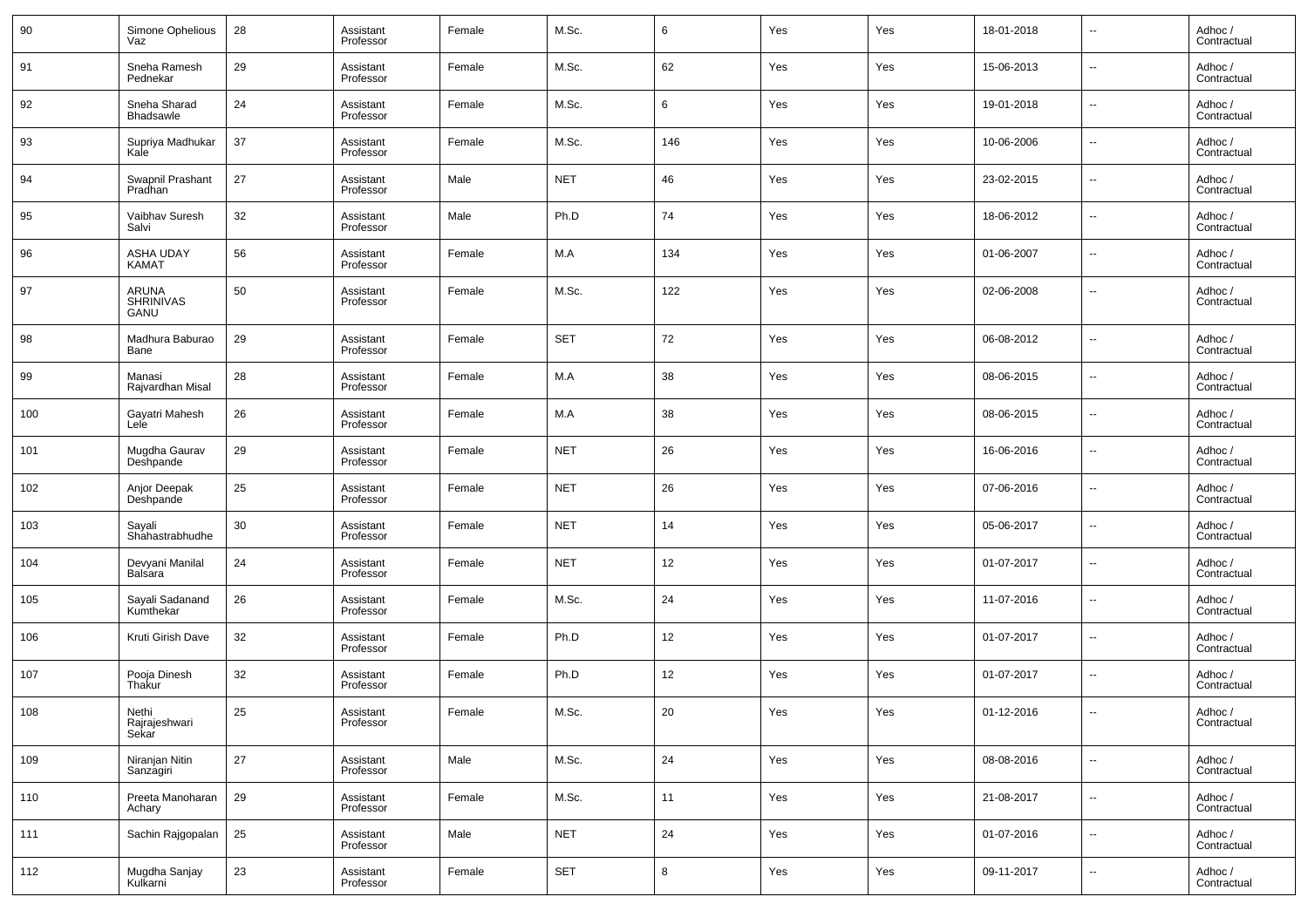| 90 | Simone Ophelious Vaz | 28 | Assistant Professor | Female | M.Sc. | 6 | Yes | Yes | 18-01-2018 | -- | Adhoc / Contractual |
|---|---|---|---|---|---|---|---|---|---|---|---|
| 91 | Sneha Ramesh Pednekar | 29 | Assistant Professor | Female | M.Sc. | 62 | Yes | Yes | 15-06-2013 | -- | Adhoc / Contractual |
| 92 | Sneha Sharad Bhadsawle | 24 | Assistant Professor | Female | M.Sc. | 6 | Yes | Yes | 19-01-2018 | -- | Adhoc / Contractual |
| 93 | Supriya Madhukar Kale | 37 | Assistant Professor | Female | M.Sc. | 146 | Yes | Yes | 10-06-2006 | -- | Adhoc / Contractual |
| 94 | Swapnil Prashant Pradhan | 27 | Assistant Professor | Male | NET | 46 | Yes | Yes | 23-02-2015 | -- | Adhoc / Contractual |
| 95 | Vaibhav Suresh Salvi | 32 | Assistant Professor | Male | Ph.D | 74 | Yes | Yes | 18-06-2012 | -- | Adhoc / Contractual |
| 96 | ASHA UDAY KAMAT | 56 | Assistant Professor | Female | M.A | 134 | Yes | Yes | 01-06-2007 | -- | Adhoc / Contractual |
| 97 | ARUNA SHRINIVAS GANU | 50 | Assistant Professor | Female | M.Sc. | 122 | Yes | Yes | 02-06-2008 | -- | Adhoc / Contractual |
| 98 | Madhura Baburao Bane | 29 | Assistant Professor | Female | SET | 72 | Yes | Yes | 06-08-2012 | -- | Adhoc / Contractual |
| 99 | Manasi Rajvardhan Misal | 28 | Assistant Professor | Female | M.A | 38 | Yes | Yes | 08-06-2015 | -- | Adhoc / Contractual |
| 100 | Gayatri Mahesh Lele | 26 | Assistant Professor | Female | M.A | 38 | Yes | Yes | 08-06-2015 | -- | Adhoc / Contractual |
| 101 | Mugdha Gaurav Deshpande | 29 | Assistant Professor | Female | NET | 26 | Yes | Yes | 16-06-2016 | -- | Adhoc / Contractual |
| 102 | Anjor Deepak Deshpande | 25 | Assistant Professor | Female | NET | 26 | Yes | Yes | 07-06-2016 | -- | Adhoc / Contractual |
| 103 | Sayali Shahastrabhudhe | 30 | Assistant Professor | Female | NET | 14 | Yes | Yes | 05-06-2017 | -- | Adhoc / Contractual |
| 104 | Devyani Manilal Balsara | 24 | Assistant Professor | Female | NET | 12 | Yes | Yes | 01-07-2017 | -- | Adhoc / Contractual |
| 105 | Sayali Sadanand Kumthekar | 26 | Assistant Professor | Female | M.Sc. | 24 | Yes | Yes | 11-07-2016 | -- | Adhoc / Contractual |
| 106 | Kruti Girish Dave | 32 | Assistant Professor | Female | Ph.D | 12 | Yes | Yes | 01-07-2017 | -- | Adhoc / Contractual |
| 107 | Pooja Dinesh Thakur | 32 | Assistant Professor | Female | Ph.D | 12 | Yes | Yes | 01-07-2017 | -- | Adhoc / Contractual |
| 108 | Nethi Rajrajeshwari Sekar | 25 | Assistant Professor | Female | M.Sc. | 20 | Yes | Yes | 01-12-2016 | -- | Adhoc / Contractual |
| 109 | Niranjan Nitin Sanzagiri | 27 | Assistant Professor | Male | M.Sc. | 24 | Yes | Yes | 08-08-2016 | -- | Adhoc / Contractual |
| 110 | Preeta Manoharan Achary | 29 | Assistant Professor | Female | M.Sc. | 11 | Yes | Yes | 21-08-2017 | -- | Adhoc / Contractual |
| 111 | Sachin Rajgopalan | 25 | Assistant Professor | Male | NET | 24 | Yes | Yes | 01-07-2016 | -- | Adhoc / Contractual |
| 112 | Mugdha Sanjay Kulkarni | 23 | Assistant Professor | Female | SET | 8 | Yes | Yes | 09-11-2017 | -- | Adhoc / Contractual |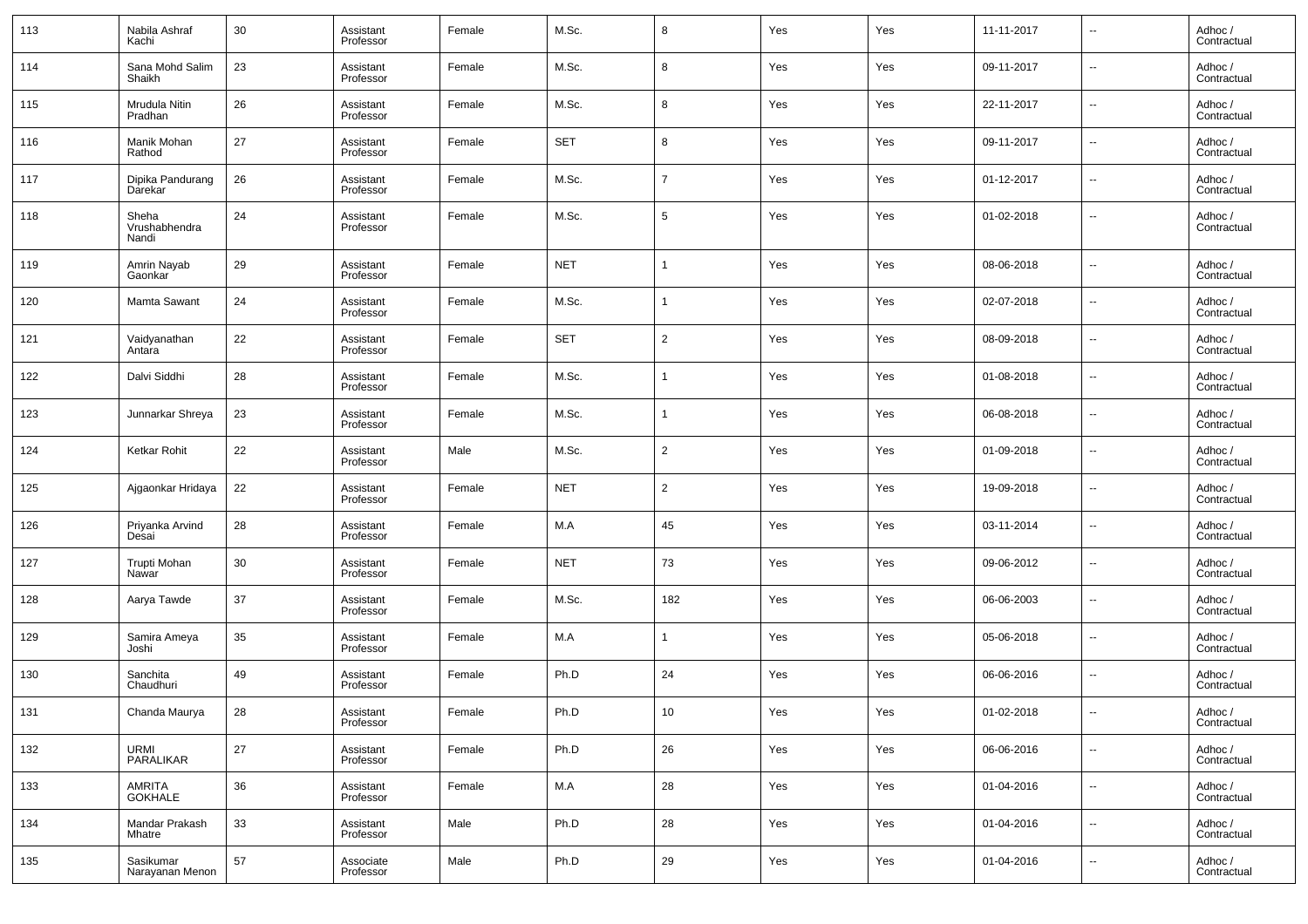| 113 | Nabila Ashraf Kachi | 30 | Assistant Professor | Female | M.Sc. | 8 | Yes | Yes | 11-11-2017 | -- | Adhoc / Contractual |
|---|---|---|---|---|---|---|---|---|---|---|---|
| 114 | Sana Mohd Salim Shaikh | 23 | Assistant Professor | Female | M.Sc. | 8 | Yes | Yes | 09-11-2017 | -- | Adhoc / Contractual |
| 115 | Mrudula Nitin Pradhan | 26 | Assistant Professor | Female | M.Sc. | 8 | Yes | Yes | 22-11-2017 | -- | Adhoc / Contractual |
| 116 | Manik Mohan Rathod | 27 | Assistant Professor | Female | SET | 8 | Yes | Yes | 09-11-2017 | -- | Adhoc / Contractual |
| 117 | Dipika Pandurang Darekar | 26 | Assistant Professor | Female | M.Sc. | 7 | Yes | Yes | 01-12-2017 | -- | Adhoc / Contractual |
| 118 | Sheha Vrushabhendra Nandi | 24 | Assistant Professor | Female | M.Sc. | 5 | Yes | Yes | 01-02-2018 | -- | Adhoc / Contractual |
| 119 | Amrin Nayab Gaonkar | 29 | Assistant Professor | Female | NET | 1 | Yes | Yes | 08-06-2018 | -- | Adhoc / Contractual |
| 120 | Mamta Sawant | 24 | Assistant Professor | Female | M.Sc. | 1 | Yes | Yes | 02-07-2018 | -- | Adhoc / Contractual |
| 121 | Vaidyanathan Antara | 22 | Assistant Professor | Female | SET | 2 | Yes | Yes | 08-09-2018 | -- | Adhoc / Contractual |
| 122 | Dalvi Siddhi | 28 | Assistant Professor | Female | M.Sc. | 1 | Yes | Yes | 01-08-2018 | -- | Adhoc / Contractual |
| 123 | Junnarkar Shreya | 23 | Assistant Professor | Female | M.Sc. | 1 | Yes | Yes | 06-08-2018 | -- | Adhoc / Contractual |
| 124 | Ketkar Rohit | 22 | Assistant Professor | Male | M.Sc. | 2 | Yes | Yes | 01-09-2018 | -- | Adhoc / Contractual |
| 125 | Ajgaonkar Hridaya | 22 | Assistant Professor | Female | NET | 2 | Yes | Yes | 19-09-2018 | -- | Adhoc / Contractual |
| 126 | Priyanka Arvind Desai | 28 | Assistant Professor | Female | M.A | 45 | Yes | Yes | 03-11-2014 | -- | Adhoc / Contractual |
| 127 | Trupti Mohan Nawar | 30 | Assistant Professor | Female | NET | 73 | Yes | Yes | 09-06-2012 | -- | Adhoc / Contractual |
| 128 | Aarya Tawde | 37 | Assistant Professor | Female | M.Sc. | 182 | Yes | Yes | 06-06-2003 | -- | Adhoc / Contractual |
| 129 | Samira Ameya Joshi | 35 | Assistant Professor | Female | M.A | 1 | Yes | Yes | 05-06-2018 | -- | Adhoc / Contractual |
| 130 | Sanchita Chaudhuri | 49 | Assistant Professor | Female | Ph.D | 24 | Yes | Yes | 06-06-2016 | -- | Adhoc / Contractual |
| 131 | Chanda Maurya | 28 | Assistant Professor | Female | Ph.D | 10 | Yes | Yes | 01-02-2018 | -- | Adhoc / Contractual |
| 132 | URMI PARALIKAR | 27 | Assistant Professor | Female | Ph.D | 26 | Yes | Yes | 06-06-2016 | -- | Adhoc / Contractual |
| 133 | AMRITA GOKHALE | 36 | Assistant Professor | Female | M.A | 28 | Yes | Yes | 01-04-2016 | -- | Adhoc / Contractual |
| 134 | Mandar Prakash Mhatre | 33 | Assistant Professor | Male | Ph.D | 28 | Yes | Yes | 01-04-2016 | -- | Adhoc / Contractual |
| 135 | Sasikumar Narayanan Menon | 57 | Associate Professor | Male | Ph.D | 29 | Yes | Yes | 01-04-2016 | -- | Adhoc / Contractual |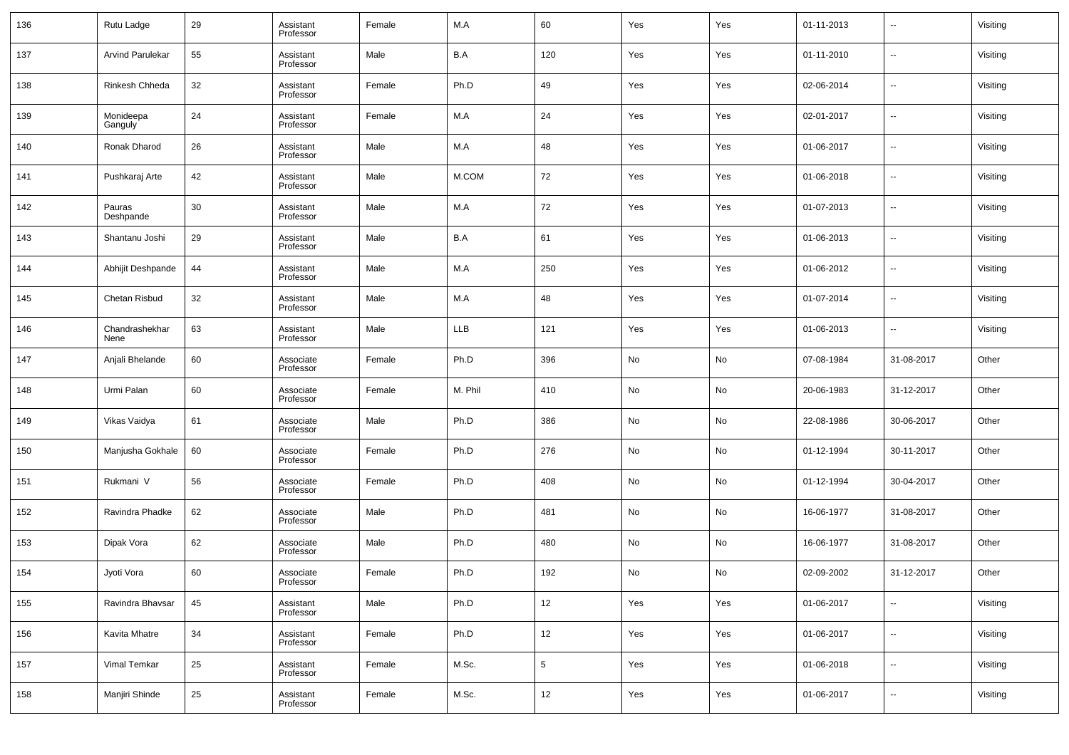| 136 | Rutu Ladge | 29 | Assistant Professor | Female | M.A | 60 | Yes | Yes | 01-11-2013 | -- | Visiting |
|---|---|---|---|---|---|---|---|---|---|---|---|
| 137 | Arvind Parulekar | 55 | Assistant Professor | Male | B.A | 120 | Yes | Yes | 01-11-2010 | -- | Visiting |
| 138 | Rinkesh Chheda | 32 | Assistant Professor | Female | Ph.D | 49 | Yes | Yes | 02-06-2014 | -- | Visiting |
| 139 | Monideepa Ganguly | 24 | Assistant Professor | Female | M.A | 24 | Yes | Yes | 02-01-2017 | -- | Visiting |
| 140 | Ronak Dharod | 26 | Assistant Professor | Male | M.A | 48 | Yes | Yes | 01-06-2017 | -- | Visiting |
| 141 | Pushkaraj Arte | 42 | Assistant Professor | Male | M.COM | 72 | Yes | Yes | 01-06-2018 | -- | Visiting |
| 142 | Pauras Deshpande | 30 | Assistant Professor | Male | M.A | 72 | Yes | Yes | 01-07-2013 | -- | Visiting |
| 143 | Shantanu Joshi | 29 | Assistant Professor | Male | B.A | 61 | Yes | Yes | 01-06-2013 | -- | Visiting |
| 144 | Abhijit Deshpande | 44 | Assistant Professor | Male | M.A | 250 | Yes | Yes | 01-06-2012 | -- | Visiting |
| 145 | Chetan Risbud | 32 | Assistant Professor | Male | M.A | 48 | Yes | Yes | 01-07-2014 | -- | Visiting |
| 146 | Chandrashekhar Nene | 63 | Assistant Professor | Male | LLB | 121 | Yes | Yes | 01-06-2013 | -- | Visiting |
| 147 | Anjali Bhelande | 60 | Associate Professor | Female | Ph.D | 396 | No | No | 07-08-1984 | 31-08-2017 | Other |
| 148 | Urmi Palan | 60 | Associate Professor | Female | M. Phil | 410 | No | No | 20-06-1983 | 31-12-2017 | Other |
| 149 | Vikas Vaidya | 61 | Associate Professor | Male | Ph.D | 386 | No | No | 22-08-1986 | 30-06-2017 | Other |
| 150 | Manjusha Gokhale | 60 | Associate Professor | Female | Ph.D | 276 | No | No | 01-12-1994 | 30-11-2017 | Other |
| 151 | Rukmani V | 56 | Associate Professor | Female | Ph.D | 408 | No | No | 01-12-1994 | 30-04-2017 | Other |
| 152 | Ravindra Phadke | 62 | Associate Professor | Male | Ph.D | 481 | No | No | 16-06-1977 | 31-08-2017 | Other |
| 153 | Dipak Vora | 62 | Associate Professor | Male | Ph.D | 480 | No | No | 16-06-1977 | 31-08-2017 | Other |
| 154 | Jyoti Vora | 60 | Associate Professor | Female | Ph.D | 192 | No | No | 02-09-2002 | 31-12-2017 | Other |
| 155 | Ravindra Bhavsar | 45 | Assistant Professor | Male | Ph.D | 12 | Yes | Yes | 01-06-2017 | -- | Visiting |
| 156 | Kavita Mhatre | 34 | Assistant Professor | Female | Ph.D | 12 | Yes | Yes | 01-06-2017 | -- | Visiting |
| 157 | Vimal Temkar | 25 | Assistant Professor | Female | M.Sc. | 5 | Yes | Yes | 01-06-2018 | -- | Visiting |
| 158 | Manjiri Shinde | 25 | Assistant Professor | Female | M.Sc. | 12 | Yes | Yes | 01-06-2017 | -- | Visiting |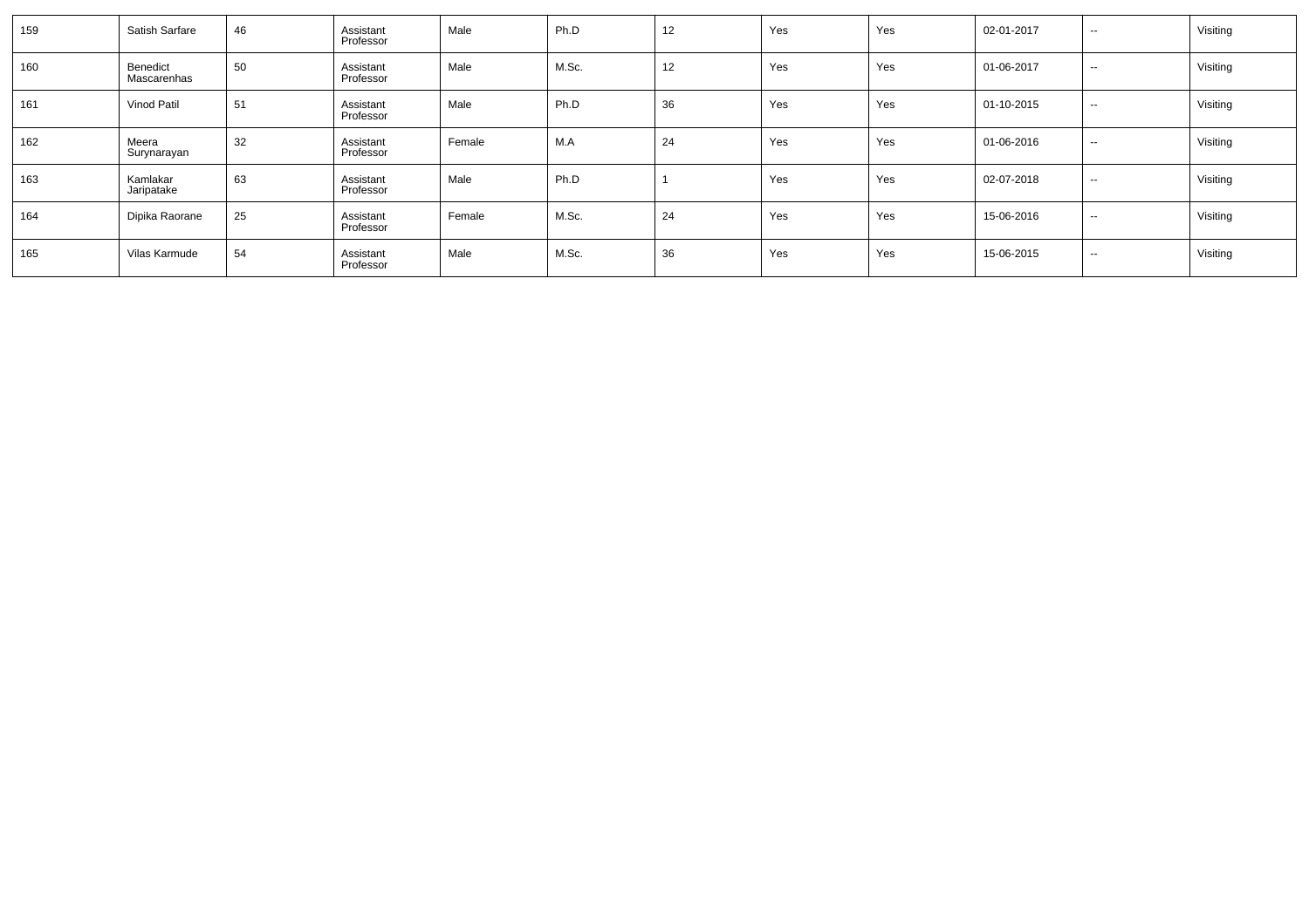| | | | | | | | | | | | |
|---|---|---|---|---|---|---|---|---|---|---|---|
| 159 | Satish Sarfare | 46 | Assistant Professor | Male | Ph.D | 12 | Yes | Yes | 02-01-2017 | -- | Visiting |
| 160 | Benedict Mascarenhas | 50 | Assistant Professor | Male | M.Sc. | 12 | Yes | Yes | 01-06-2017 | -- | Visiting |
| 161 | Vinod Patil | 51 | Assistant Professor | Male | Ph.D | 36 | Yes | Yes | 01-10-2015 | -- | Visiting |
| 162 | Meera Surynarayan | 32 | Assistant Professor | Female | M.A | 24 | Yes | Yes | 01-06-2016 | -- | Visiting |
| 163 | Kamlakar Jaripatake | 63 | Assistant Professor | Male | Ph.D | 1 | Yes | Yes | 02-07-2018 | -- | Visiting |
| 164 | Dipika Raorane | 25 | Assistant Professor | Female | M.Sc. | 24 | Yes | Yes | 15-06-2016 | -- | Visiting |
| 165 | Vilas Karmude | 54 | Assistant Professor | Male | M.Sc. | 36 | Yes | Yes | 15-06-2015 | -- | Visiting |